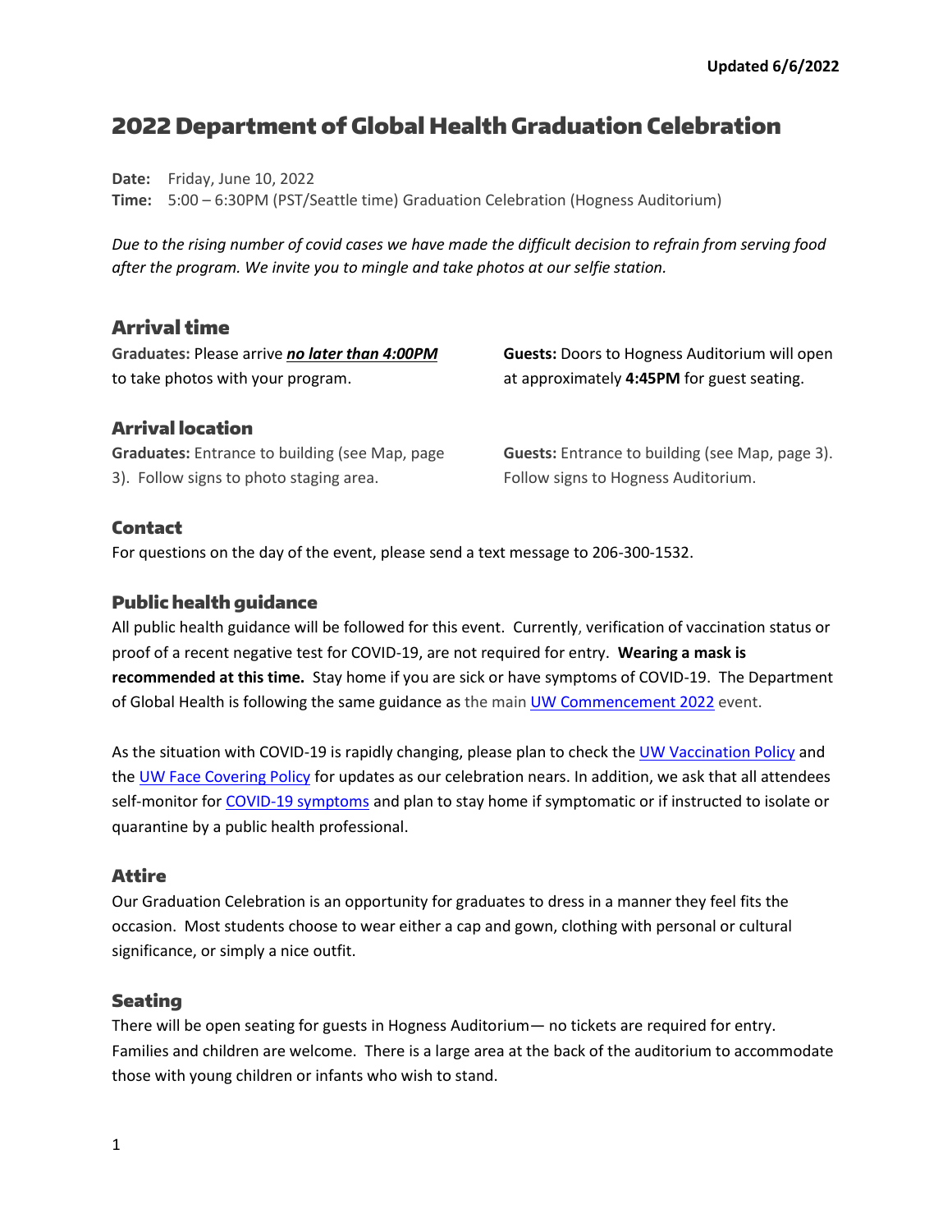**Updated 6/6/2022**

# 2022 Department of Global Health Graduation Celebration

**Date:** Friday, June 10, 2022
**Time:** 5:00 – 6:30PM (PST/Seattle time) Graduation Celebration (Hogness Auditorium)

*Due to the rising number of covid cases we have made the difficult decision to refrain from serving food after the program. We invite you to mingle and take photos at our selfie station.*

## Arrival time

**Graduates:** Please arrive ***no later than 4:00PM*** to take photos with your program.

**Guests:** Doors to Hogness Auditorium will open at approximately **4:45PM** for guest seating.

## Arrival location

**Graduates:** Entrance to building (see Map, page 3). Follow signs to photo staging area.

**Guests:** Entrance to building (see Map, page 3). Follow signs to Hogness Auditorium.

## Contact

For questions on the day of the event, please send a text message to 206-300-1532.

## Public health guidance

All public health guidance will be followed for this event. Currently, verification of vaccination status or proof of a recent negative test for COVID-19, are not required for entry. **Wearing a mask is recommended at this time.** Stay home if you are sick or have symptoms of COVID-19. The Department of Global Health is following the same guidance as the main UW Commencement 2022 event.

As the situation with COVID-19 is rapidly changing, please plan to check the UW Vaccination Policy and the UW Face Covering Policy for updates as our celebration nears. In addition, we ask that all attendees self-monitor for COVID-19 symptoms and plan to stay home if symptomatic or if instructed to isolate or quarantine by a public health professional.

## Attire

Our Graduation Celebration is an opportunity for graduates to dress in a manner they feel fits the occasion. Most students choose to wear either a cap and gown, clothing with personal or cultural significance, or simply a nice outfit.

## Seating

There will be open seating for guests in Hogness Auditorium— no tickets are required for entry. Families and children are welcome. There is a large area at the back of the auditorium to accommodate those with young children or infants who wish to stand.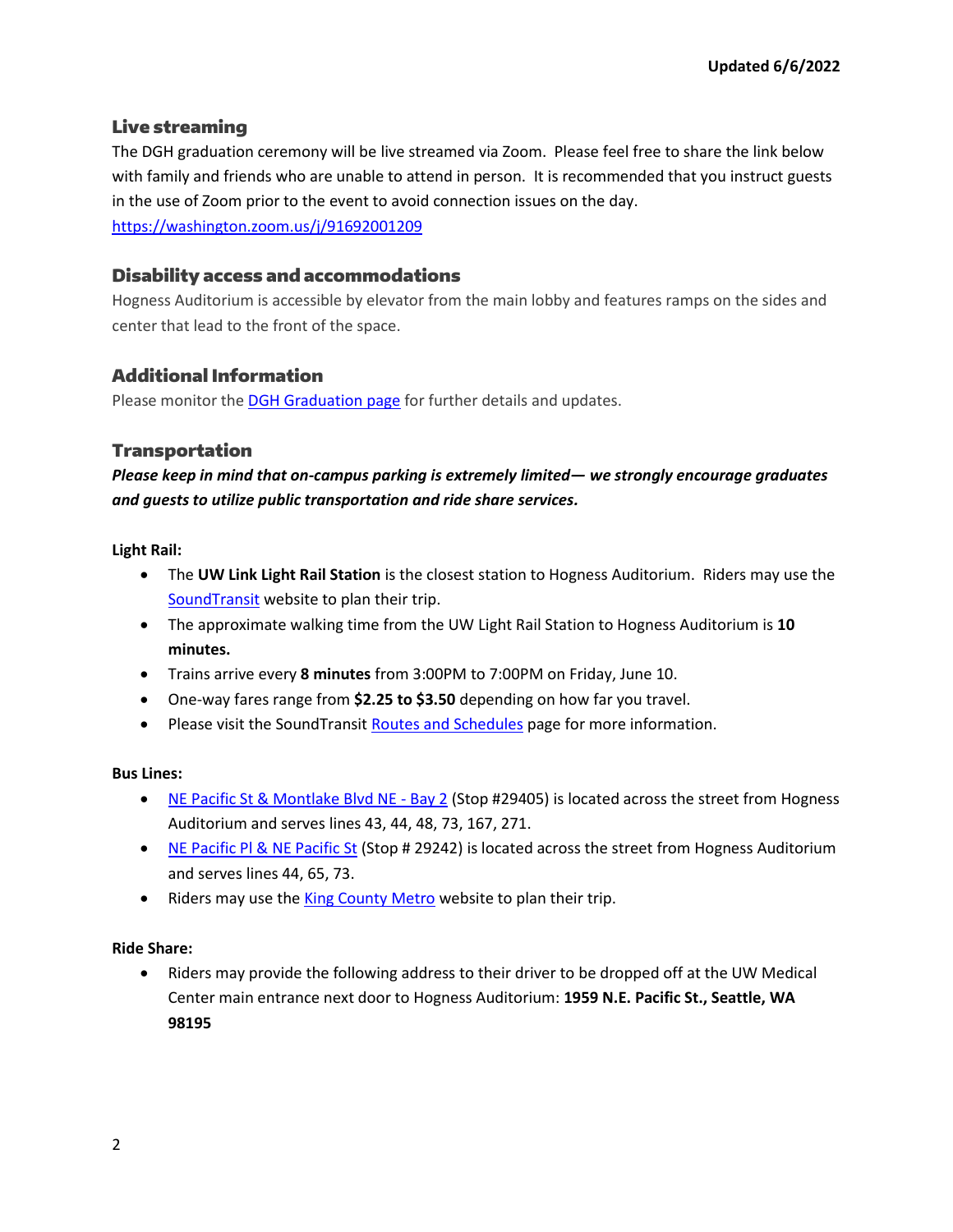Updated 6/6/2022

## Live streaming

The DGH graduation ceremony will be live streamed via Zoom. Please feel free to share the link below with family and friends who are unable to attend in person. It is recommended that you instruct guests in the use of Zoom prior to the event to avoid connection issues on the day.

https://washington.zoom.us/j/91692001209

## Disability access and accommodations

Hogness Auditorium is accessible by elevator from the main lobby and features ramps on the sides and center that lead to the front of the space.

## Additional Information

Please monitor the DGH Graduation page for further details and updates.

## Transportation

***Please keep in mind that on-campus parking is extremely limited— we strongly encourage graduates and guests to utilize public transportation and ride share services.***

**Light Rail:**

- The **UW Link Light Rail Station** is the closest station to Hogness Auditorium. Riders may use the SoundTransit website to plan their trip.
- The approximate walking time from the UW Light Rail Station to Hogness Auditorium is **10 minutes.**
- Trains arrive every **8 minutes** from 3:00PM to 7:00PM on Friday, June 10.
- One-way fares range from **$2.25 to $3.50** depending on how far you travel.
- Please visit the SoundTransit Routes and Schedules page for more information.

**Bus Lines:**

- NE Pacific St & Montlake Blvd NE - Bay 2 (Stop #29405) is located across the street from Hogness Auditorium and serves lines 43, 44, 48, 73, 167, 271.
- NE Pacific Pl & NE Pacific St (Stop # 29242) is located across the street from Hogness Auditorium and serves lines 44, 65, 73.
- Riders may use the King County Metro website to plan their trip.

**Ride Share:**

- Riders may provide the following address to their driver to be dropped off at the UW Medical Center main entrance next door to Hogness Auditorium: **1959 N.E. Pacific St., Seattle, WA 98195**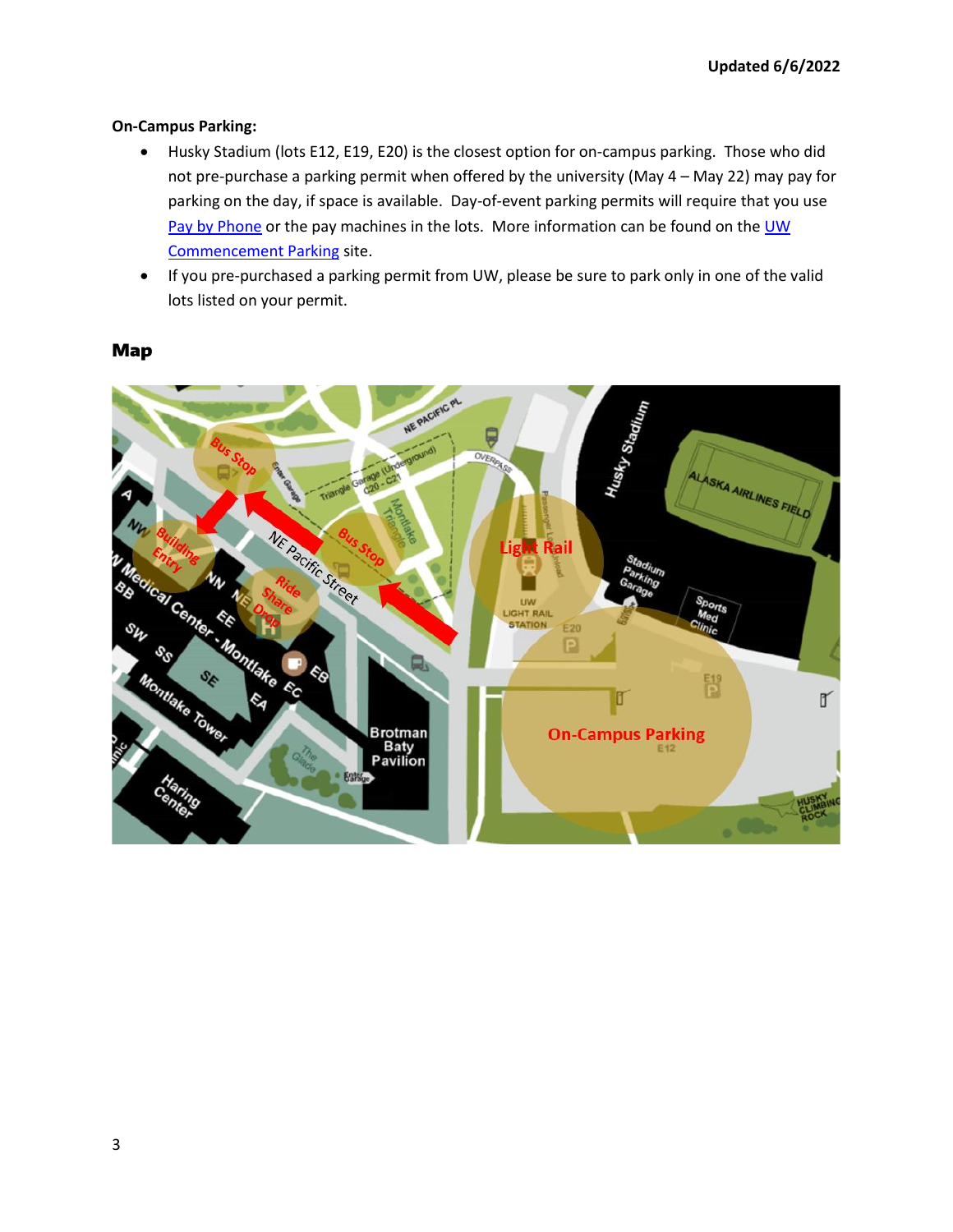**On-Campus Parking:**

- Husky Stadium (lots E12, E19, E20) is the closest option for on-campus parking. Those who did not pre-purchase a parking permit when offered by the university (May 4 – May 22) may pay for parking on the day, if space is available. Day-of-event parking permits will require that you use Pay by Phone or the pay machines in the lots. More information can be found on the UW Commencement Parking site.
- If you pre-purchased a parking permit from UW, please be sure to park only in one of the valid lots listed on your permit.

## Map